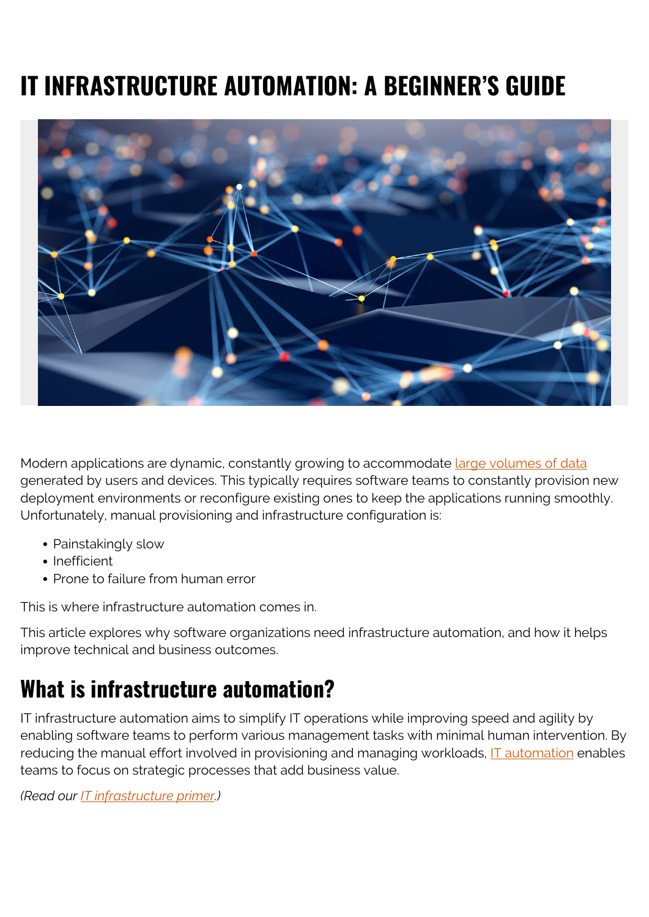# IT INFRASTRUCTURE AUTOMATION: A BEGINNER'S GUIDE

Modern applications are dynamic, constantly growing to accommodate large volumes of data generated by users and devices. This typically requires software teams to constantly provision new deployment environments or reconfigure existing ones to keep the applications running smoothly. Unfortunately, manual provisioning and infrastructure configuration is:

- Painstakingly slow
- Inefficient
- Prone to failure from human error

This is where infrastructure automation comes in.

This article explores why software organizations need infrastructure automation, and how it helps improve technical and business outcomes.

## What is infrastructure automation?

IT infrastructure automation aims to simplify IT operations while improving speed and agility by enabling software teams to perform various management tasks with minimal human intervention. By reducing the manual effort involved in provisioning and managing workloads, IT automation enables teams to focus on strategic processes that add business value.

*(Read our IT infrastructure primer.)*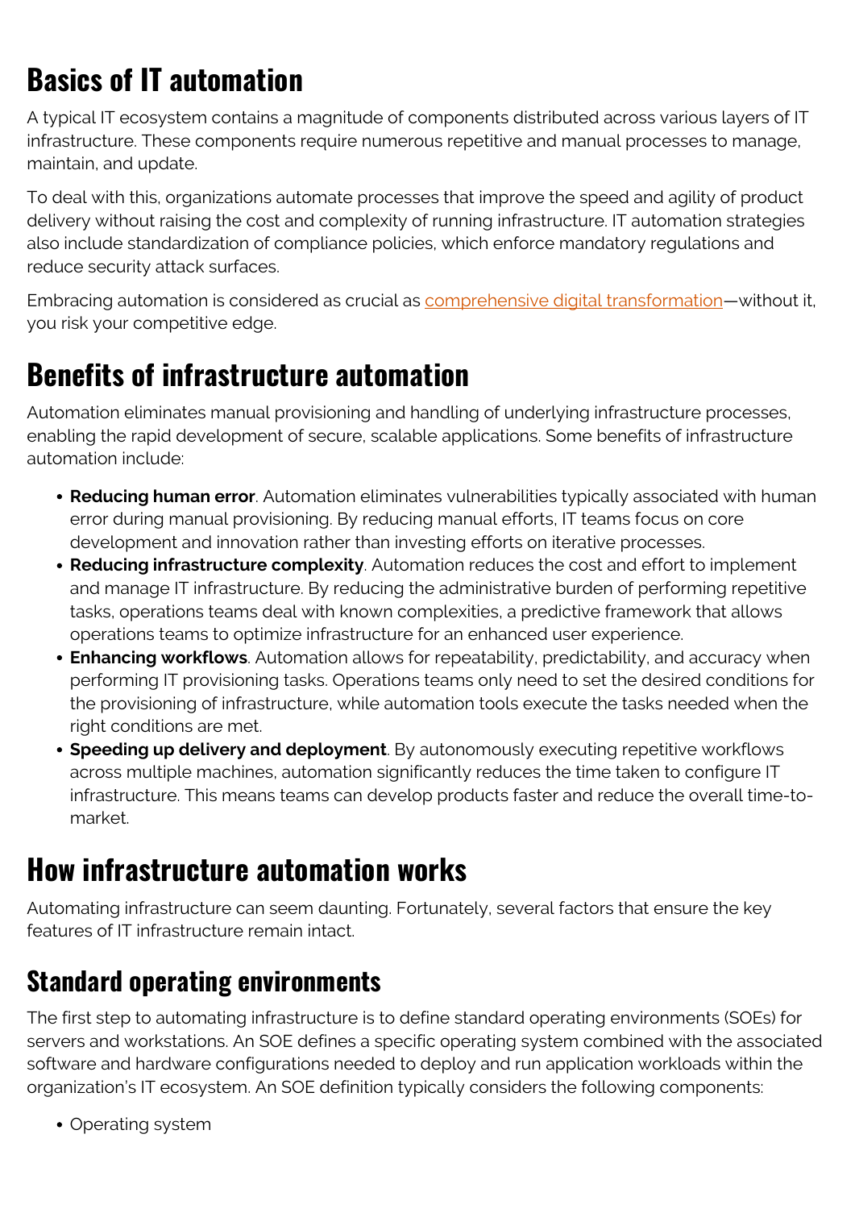# Basics of IT automation

A typical IT ecosystem contains a magnitude of components distributed across various layers of IT infrastructure. These components require numerous repetitive and manual processes to manage, maintain, and update.

To deal with this, organizations automate processes that improve the speed and agility of product delivery without raising the cost and complexity of running infrastructure. IT automation strategies also include standardization of compliance policies, which enforce mandatory regulations and reduce security attack surfaces.

Embracing automation is considered as crucial as [comprehensive digital transformation]—without it, you risk your competitive edge.

# Benefits of infrastructure automation

Automation eliminates manual provisioning and handling of underlying infrastructure processes, enabling the rapid development of secure, scalable applications. Some benefits of infrastructure automation include:

- **Reducing human error**. Automation eliminates vulnerabilities typically associated with human error during manual provisioning. By reducing manual efforts, IT teams focus on core development and innovation rather than investing efforts on iterative processes.
- **Reducing infrastructure complexity**. Automation reduces the cost and effort to implement and manage IT infrastructure. By reducing the administrative burden of performing repetitive tasks, operations teams deal with known complexities, a predictive framework that allows operations teams to optimize infrastructure for an enhanced user experience.
- **Enhancing workflows**. Automation allows for repeatability, predictability, and accuracy when performing IT provisioning tasks. Operations teams only need to set the desired conditions for the provisioning of infrastructure, while automation tools execute the tasks needed when the right conditions are met.
- **Speeding up delivery and deployment**. By autonomously executing repetitive workflows across multiple machines, automation significantly reduces the time taken to configure IT infrastructure. This means teams can develop products faster and reduce the overall time-to-market.

# How infrastructure automation works

Automating infrastructure can seem daunting. Fortunately, several factors that ensure the key features of IT infrastructure remain intact.

## Standard operating environments

The first step to automating infrastructure is to define standard operating environments (SOEs) for servers and workstations. An SOE defines a specific operating system combined with the associated software and hardware configurations needed to deploy and run application workloads within the organization's IT ecosystem. An SOE definition typically considers the following components:

- Operating system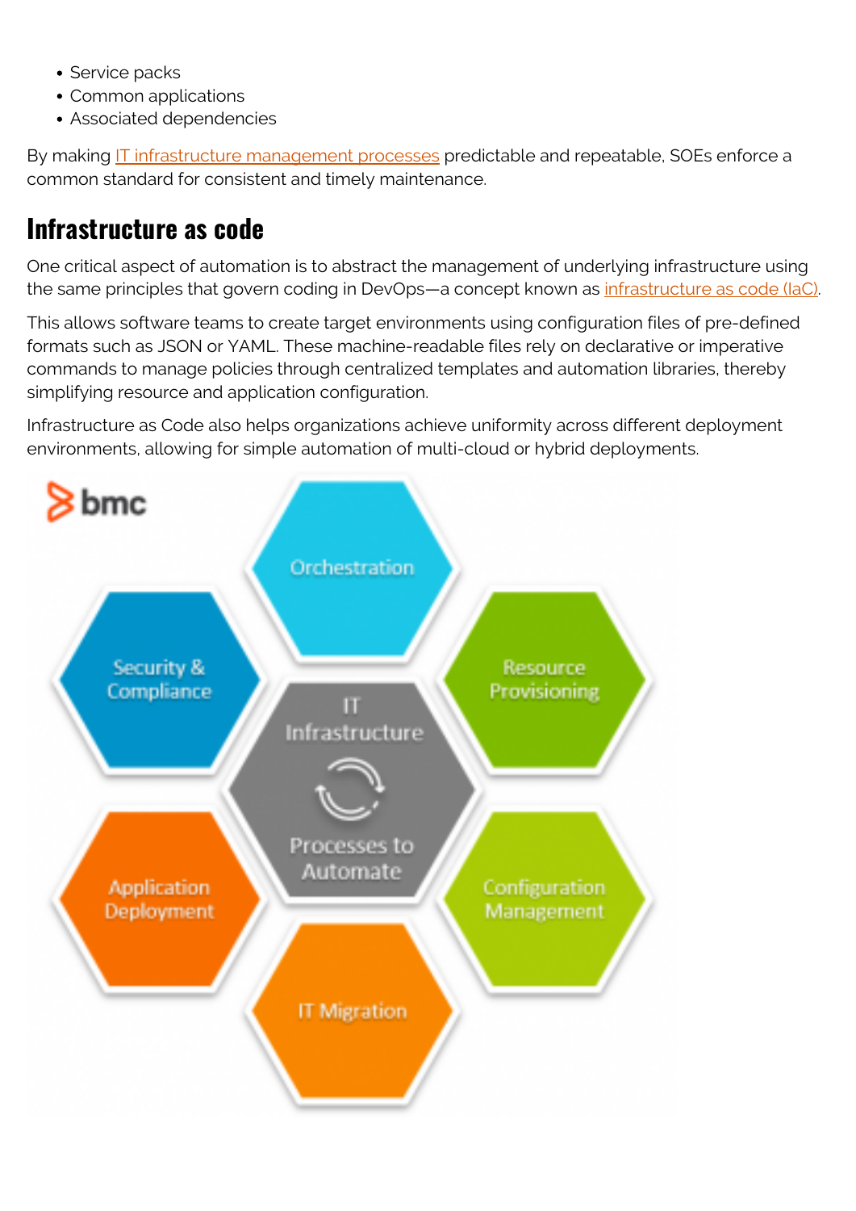- Service packs
- Common applications
- Associated dependencies

By making IT infrastructure management processes predictable and repeatable, SOEs enforce a common standard for consistent and timely maintenance.

## Infrastructure as code

One critical aspect of automation is to abstract the management of underlying infrastructure using the same principles that govern coding in DevOps—a concept known as infrastructure as code (IaC).

This allows software teams to create target environments using configuration files of pre-defined formats such as JSON or YAML. These machine-readable files rely on declarative or imperative commands to manage policies through centralized templates and automation libraries, thereby simplifying resource and application configuration.

Infrastructure as Code also helps organizations achieve uniformity across different deployment environments, allowing for simple automation of multi-cloud or hybrid deployments.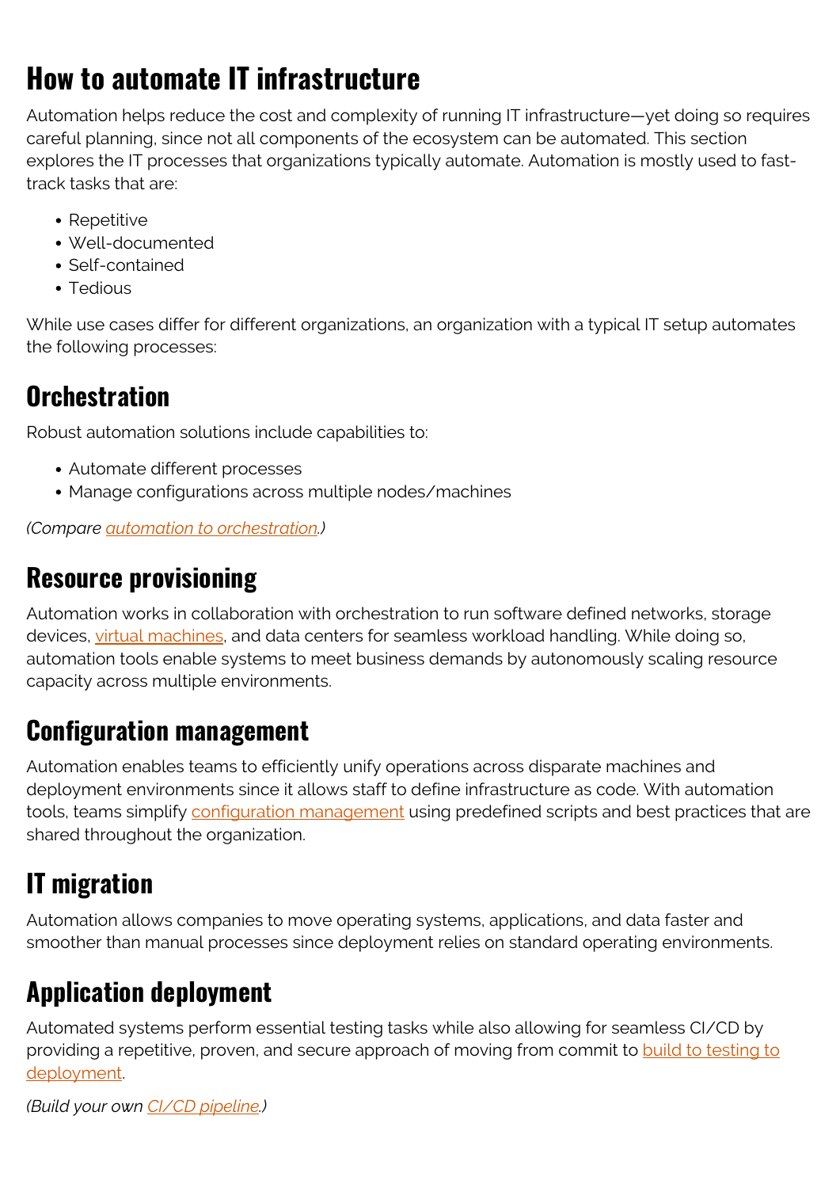# How to automate IT infrastructure

Automation helps reduce the cost and complexity of running IT infrastructure—yet doing so requires careful planning, since not all components of the ecosystem can be automated. This section explores the IT processes that organizations typically automate. Automation is mostly used to fast-track tasks that are:

- Repetitive
- Well-documented
- Self-contained
- Tedious

While use cases differ for different organizations, an organization with a typical IT setup automates the following processes:

## Orchestration

Robust automation solutions include capabilities to:

- Automate different processes
- Manage configurations across multiple nodes/machines

*(Compare automation to orchestration.)*

## Resource provisioning

Automation works in collaboration with orchestration to run software defined networks, storage devices, virtual machines, and data centers for seamless workload handling. While doing so, automation tools enable systems to meet business demands by autonomously scaling resource capacity across multiple environments.

## Configuration management

Automation enables teams to efficiently unify operations across disparate machines and deployment environments since it allows staff to define infrastructure as code. With automation tools, teams simplify configuration management using predefined scripts and best practices that are shared throughout the organization.

## IT migration

Automation allows companies to move operating systems, applications, and data faster and smoother than manual processes since deployment relies on standard operating environments.

## Application deployment

Automated systems perform essential testing tasks while also allowing for seamless CI/CD by providing a repetitive, proven, and secure approach of moving from commit to build to testing to deployment.

*(Build your own CI/CD pipeline.)*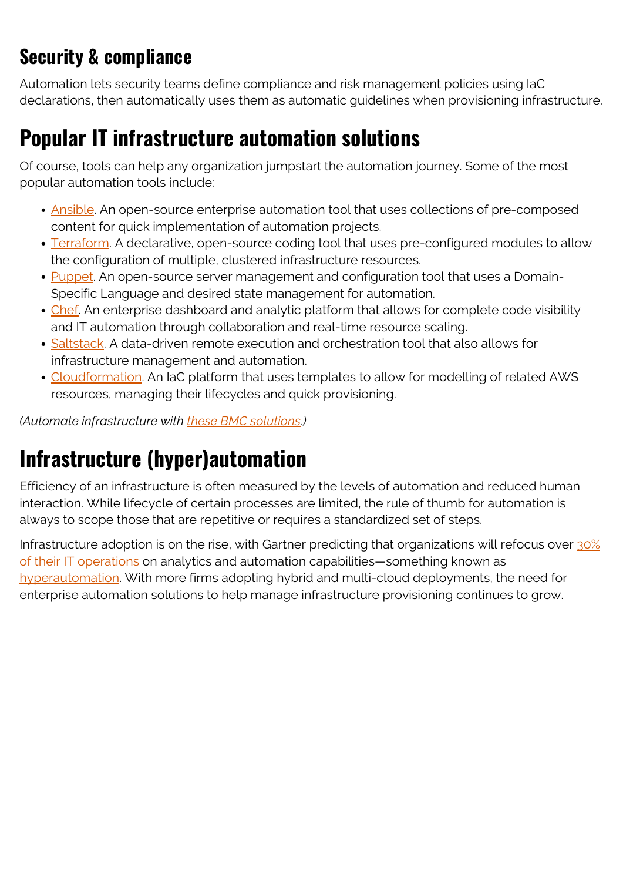### Security & compliance

Automation lets security teams define compliance and risk management policies using IaC declarations, then automatically uses them as automatic guidelines when provisioning infrastructure.

## Popular IT infrastructure automation solutions

Of course, tools can help any organization jumpstart the automation journey. Some of the most popular automation tools include:

- Ansible. An open-source enterprise automation tool that uses collections of pre-composed content for quick implementation of automation projects.
- Terraform. A declarative, open-source coding tool that uses pre-configured modules to allow the configuration of multiple, clustered infrastructure resources.
- Puppet. An open-source server management and configuration tool that uses a Domain-Specific Language and desired state management for automation.
- Chef. An enterprise dashboard and analytic platform that allows for complete code visibility and IT automation through collaboration and real-time resource scaling.
- Saltstack. A data-driven remote execution and orchestration tool that also allows for infrastructure management and automation.
- Cloudformation. An IaC platform that uses templates to allow for modelling of related AWS resources, managing their lifecycles and quick provisioning.

*(Automate infrastructure with these BMC solutions.)*

## Infrastructure (hyper)automation

Efficiency of an infrastructure is often measured by the levels of automation and reduced human interaction. While lifecycle of certain processes are limited, the rule of thumb for automation is always to scope those that are repetitive or requires a standardized set of steps.

Infrastructure adoption is on the rise, with Gartner predicting that organizations will refocus over 30% of their IT operations on analytics and automation capabilities—something known as hyperautomation. With more firms adopting hybrid and multi-cloud deployments, the need for enterprise automation solutions to help manage infrastructure provisioning continues to grow.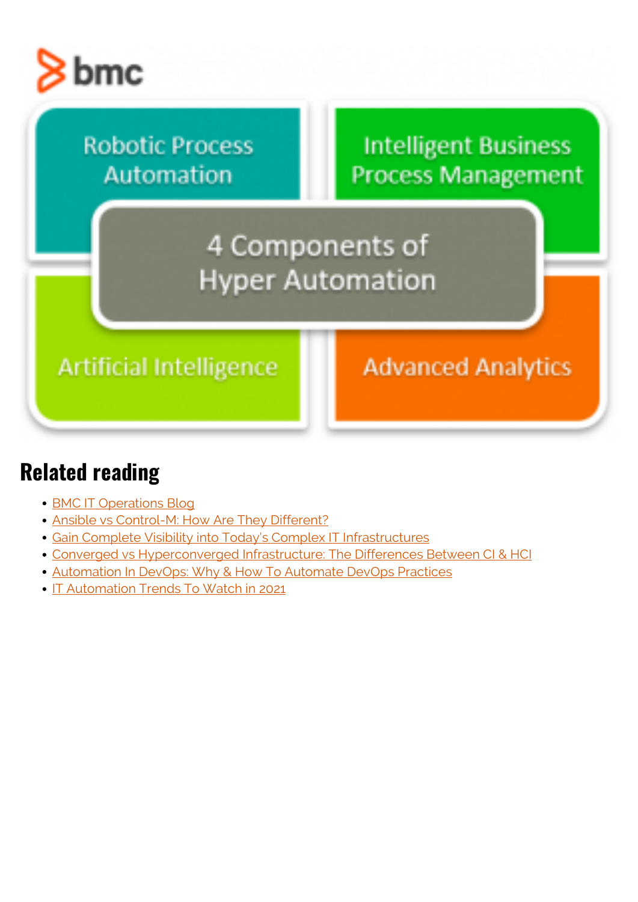bmc

Robotic Process Automation

Intelligent Business Process Management

4 Components of Hyper Automation

Artificial Intelligence

Advanced Analytics

## Related reading

- BMC IT Operations Blog
- Ansible vs Control-M: How Are They Different?
- Gain Complete Visibility into Today's Complex IT Infrastructures
- Converged vs Hyperconverged Infrastructure: The Differences Between CI & HCI
- Automation In DevOps: Why & How To Automate DevOps Practices
- IT Automation Trends To Watch in 2021